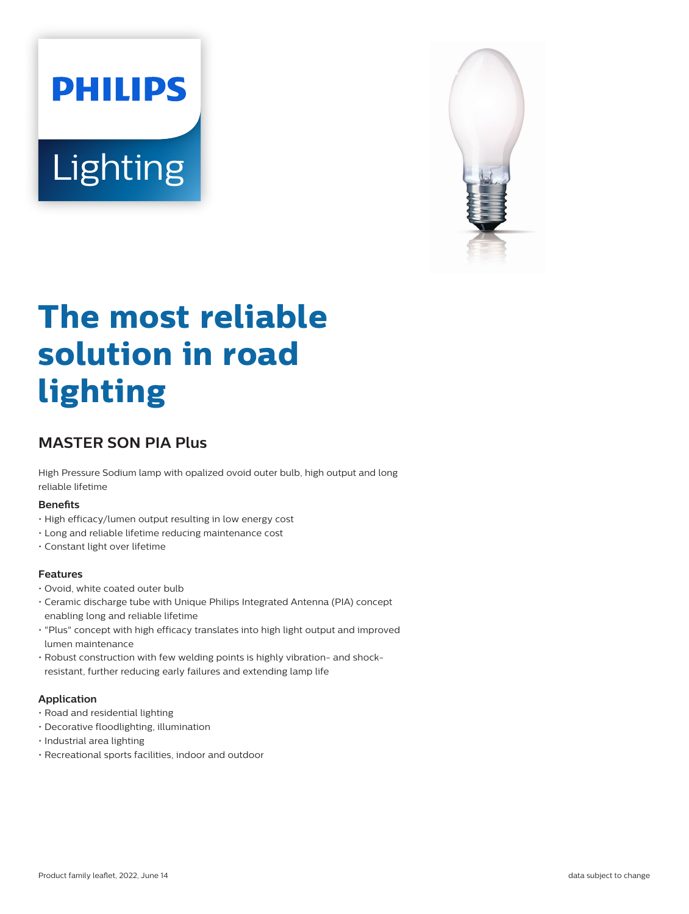PHILIPS

Lighting

# The most reliable solution in road lighting

## MASTER SON PIA Plus

High Pressure Sodium lamp with opalized ovoid outer bulb, high output and long reliable lifetime

### Benefits

- High efficacy/lumen output resulting in low energy cost
- Long and reliable lifetime reducing maintenance cost
- Constant light over lifetime

### Features

- Ovoid, white coated outer bulb
- Ceramic discharge tube with Unique Philips Integrated Antenna (PIA) concept enabling long and reliable lifetime
- "Plus" concept with high efficacy translates into high light output and improved lumen maintenance
- Robust construction with few welding points is highly vibration- and shock-resistant, further reducing early failures and extending lamp life

### Application

- Road and residential lighting
- Decorative floodlighting, illumination
- Industrial area lighting
- Recreational sports facilities, indoor and outdoor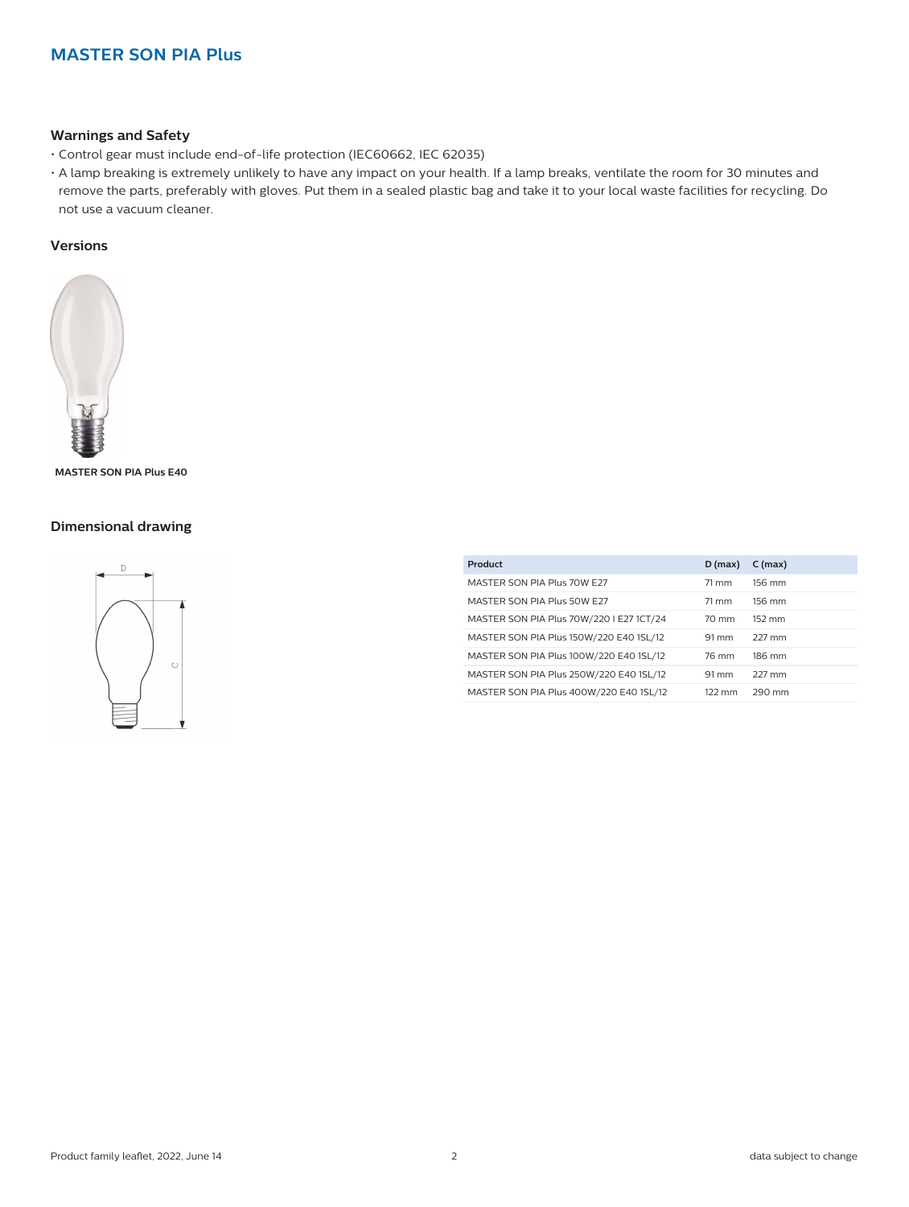## MASTER SON PIA Plus

### Warnings and Safety

- Control gear must include end-of-life protection (IEC60662, IEC 62035)
- A lamp breaking is extremely unlikely to have any impact on your health. If a lamp breaks, ventilate the room for 30 minutes and remove the parts, preferably with gloves. Put them in a sealed plastic bag and take it to your local waste facilities for recycling. Do not use a vacuum cleaner.

### Versions

MASTER SON PIA Plus E40

### Dimensional drawing

| Product | D (max) | C (max) |
|---|---|---|
| MASTER SON PIA Plus 70W E27 | 71 mm | 156 mm |
| MASTER SON PIA Plus 50W E27 | 71 mm | 156 mm |
| MASTER SON PIA Plus 70W/220 I E27 1CT/24 | 70 mm | 152 mm |
| MASTER SON PIA Plus 150W/220 E40 1SL/12 | 91 mm | 227 mm |
| MASTER SON PIA Plus 100W/220 E40 1SL/12 | 76 mm | 186 mm |
| MASTER SON PIA Plus 250W/220 E40 1SL/12 | 91 mm | 227 mm |
| MASTER SON PIA Plus 400W/220 E40 1SL/12 | 122 mm | 290 mm |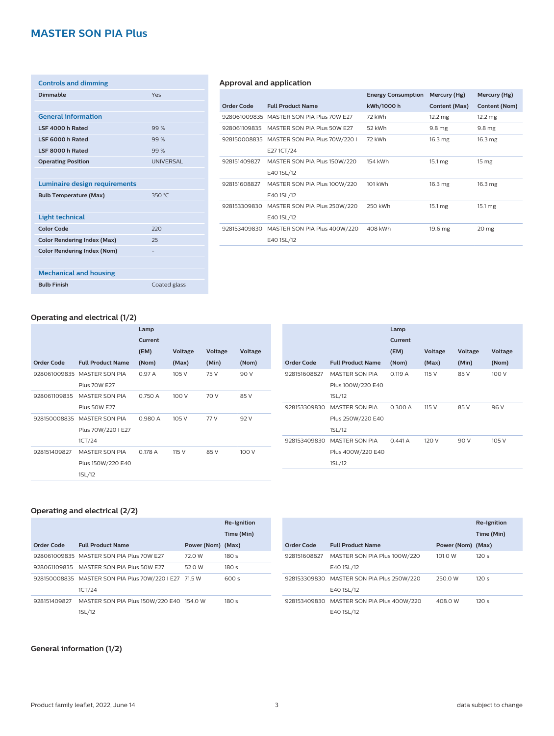# MASTER SON PIA Plus

### Controls and dimming

| | |
|---|---|
| **Dimmable** | Yes |

### General information

| | |
|---|---|
| **LSF 4000 h Rated** | 99 % |
| **LSF 6000 h Rated** | 99 % |
| **LSF 8000 h Rated** | 99 % |
| **Operating Position** | UNIVERSAL |

### Luminaire design requirements

| | |
|---|---|
| **Bulb Temperature (Max)** | 350 °C |

### Light technical

| | |
|---|---|
| **Color Code** | 220 |
| **Color Rendering Index (Max)** | 25 |
| **Color Rendering Index (Nom)** | - |

### Mechanical and housing

| | |
|---|---|
| **Bulb Finish** | Coated glass |

## Approval and application

| Order Code | Full Product Name | Energy Consumption kWh/1000 h | Mercury (Hg) Content (Max) | Mercury (Hg) Content (Nom) |
|---|---|---|---|---|
| 928061009835 | MASTER SON PIA Plus 70W E27 | 72 kWh | 12.2 mg | 12.2 mg |
| 928061109835 | MASTER SON PIA Plus 50W E27 | 52 kWh | 9.8 mg | 9.8 mg |
| 928150008835 | MASTER SON PIA Plus 70W/220 I E27 1CT/24 | 72 kWh | 16.3 mg | 16.3 mg |
| 928151409827 | MASTER SON PIA Plus 150W/220 E40 1SL/12 | 154 kWh | 15.1 mg | 15 mg |
| 928151608827 | MASTER SON PIA Plus 100W/220 E40 1SL/12 | 101 kWh | 16.3 mg | 16.3 mg |
| 928153309830 | MASTER SON PIA Plus 250W/220 E40 1SL/12 | 250 kWh | 15.1 mg | 15.1 mg |
| 928153409830 | MASTER SON PIA Plus 400W/220 E40 1SL/12 | 408 kWh | 19.6 mg | 20 mg |

## Operating and electrical (1/2)

| Order Code | Full Product Name | Lamp Current (EM) (Nom) | Voltage (Max) | Voltage (Min) | Voltage (Nom) |
|---|---|---|---|---|---|
| 928061009835 | MASTER SON PIA Plus 70W E27 | 0.97 A | 105 V | 75 V | 90 V |
| 928061109835 | MASTER SON PIA Plus 50W E27 | 0.750 A | 100 V | 70 V | 85 V |
| 928150008835 | MASTER SON PIA Plus 70W/220 I E27 1CT/24 | 0.980 A | 105 V | 77 V | 92 V |
| 928151409827 | MASTER SON PIA Plus 150W/220 E40 1SL/12 | 0.178 A | 115 V | 85 V | 100 V |
| 928151608827 | MASTER SON PIA Plus 100W/220 E40 1SL/12 | 0.119 A | 115 V | 85 V | 100 V |
| 928153309830 | MASTER SON PIA Plus 250W/220 E40 1SL/12 | 0.300 A | 115 V | 85 V | 96 V |
| 928153409830 | MASTER SON PIA Plus 400W/220 E40 1SL/12 | 0.441 A | 120 V | 90 V | 105 V |

## Operating and electrical (2/2)

| Order Code | Full Product Name | Power (Nom) | Re-Ignition Time (Min) (Max) |
|---|---|---|---|
| 928061009835 | MASTER SON PIA Plus 70W E27 | 72.0 W | 180 s |
| 928061109835 | MASTER SON PIA Plus 50W E27 | 52.0 W | 180 s |
| 928150008835 | MASTER SON PIA Plus 70W/220 I E27 1CT/24 | 71.5 W | 600 s |
| 928151409827 | MASTER SON PIA Plus 150W/220 E40 1SL/12 | 154.0 W | 180 s |
| 928151608827 | MASTER SON PIA Plus 100W/220 E40 1SL/12 | 101.0 W | 120 s |
| 928153309830 | MASTER SON PIA Plus 250W/220 E40 1SL/12 | 250.0 W | 120 s |
| 928153409830 | MASTER SON PIA Plus 400W/220 E40 1SL/12 | 408.0 W | 120 s |

## General information (1/2)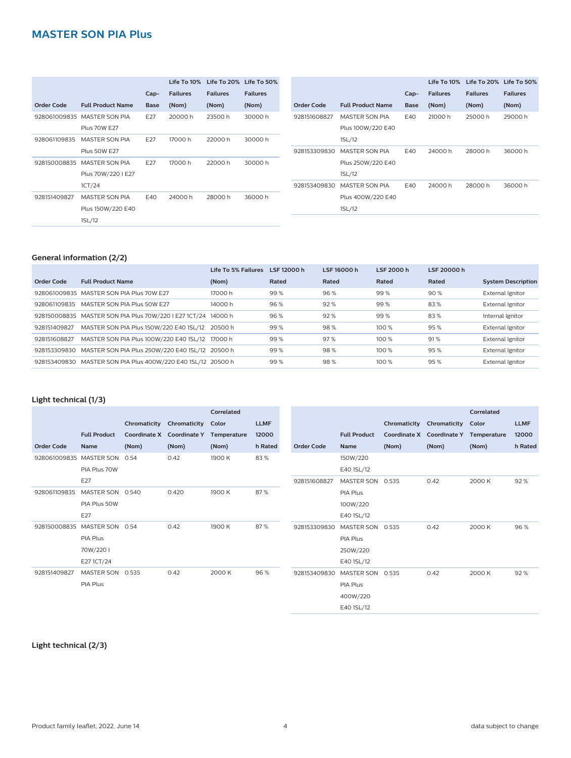## MASTER SON PIA Plus

| Order Code | Full Product Name | Cap-Base | Life To 10% Failures (Nom) | Life To 20% Failures (Nom) | Life To 50% Failures (Nom) |
|---|---|---|---|---|---|
| 928061009835 | MASTER SON PIA Plus 70W E27 | E27 | 20000 h | 23500 h | 30000 h |
| 928061109835 | MASTER SON PIA Plus 50W E27 | E27 | 17000 h | 22000 h | 30000 h |
| 928150008835 | MASTER SON PIA Plus 70W/220 I E27 1CT/24 | E27 | 17000 h | 22000 h | 30000 h |
| 928151409827 | MASTER SON PIA Plus 150W/220 E40 1SL/12 | E40 | 24000 h | 28000 h | 36000 h |
| 928151608827 | MASTER SON PIA Plus 100W/220 E40 1SL/12 | E40 | 21000 h | 25000 h | 29000 h |
| 928153309830 | MASTER SON PIA Plus 250W/220 E40 1SL/12 | E40 | 24000 h | 28000 h | 36000 h |
| 928153409830 | MASTER SON PIA Plus 400W/220 E40 1SL/12 | E40 | 24000 h | 28000 h | 36000 h |

### General information (2/2)

| Order Code | Full Product Name | Life To 5% Failures (Nom) | LSF 12000 h Rated | LSF 16000 h Rated | LSF 2000 h Rated | LSF 20000 h Rated | System Description |
|---|---|---|---|---|---|---|---|
| 928061009835 | MASTER SON PIA Plus 70W E27 | 17000 h | 99 % | 96 % | 99 % | 90 % | External Ignitor |
| 928061109835 | MASTER SON PIA Plus 50W E27 | 14000 h | 96 % | 92 % | 99 % | 83 % | External Ignitor |
| 928150008835 | MASTER SON PIA Plus 70W/220 I E27 1CT/24 | 14000 h | 96 % | 92 % | 99 % | 83 % | Internal Ignitor |
| 928151409827 | MASTER SON PIA Plus 150W/220 E40 1SL/12 | 20500 h | 99 % | 98 % | 100 % | 95 % | External Ignitor |
| 928151608827 | MASTER SON PIA Plus 100W/220 E40 1SL/12 | 17000 h | 99 % | 97 % | 100 % | 91 % | External Ignitor |
| 928153309830 | MASTER SON PIA Plus 250W/220 E40 1SL/12 | 20500 h | 99 % | 98 % | 100 % | 95 % | External Ignitor |
| 928153409830 | MASTER SON PIA Plus 400W/220 E40 1SL/12 | 20500 h | 99 % | 98 % | 100 % | 95 % | External Ignitor |

### Light technical (1/3)

| Order Code | Full Product Name | Chromaticity Coordinate X (Nom) | Chromaticity Coordinate Y (Nom) | Correlated Color Temperature (Nom) | LLMF 12000 h Rated |
|---|---|---|---|---|---|
| 928061009835 | MASTER SON PIA Plus 70W E27 | 0.54 | 0.42 | 1900 K | 83 % |
| 928061109835 | MASTER SON PIA Plus 50W E27 | 0.540 | 0.420 | 1900 K | 87 % |
| 928150008835 | MASTER SON PIA Plus 70W/220 I E27 1CT/24 | 0.54 | 0.42 | 1900 K | 87 % |
| 928151409827 | MASTER SON PIA Plus 150W/220 E40 1SL/12 | 0.535 | 0.42 | 2000 K | 96 % |
| 928151608827 | MASTER SON PIA Plus 100W/220 E40 1SL/12 | 0.535 | 0.42 | 2000 K | 92 % |
| 928153309830 | MASTER SON PIA Plus 250W/220 E40 1SL/12 | 0.535 | 0.42 | 2000 K | 96 % |
| 928153409830 | MASTER SON PIA Plus 400W/220 E40 1SL/12 | 0.535 | 0.42 | 2000 K | 92 % |

### Light technical (2/3)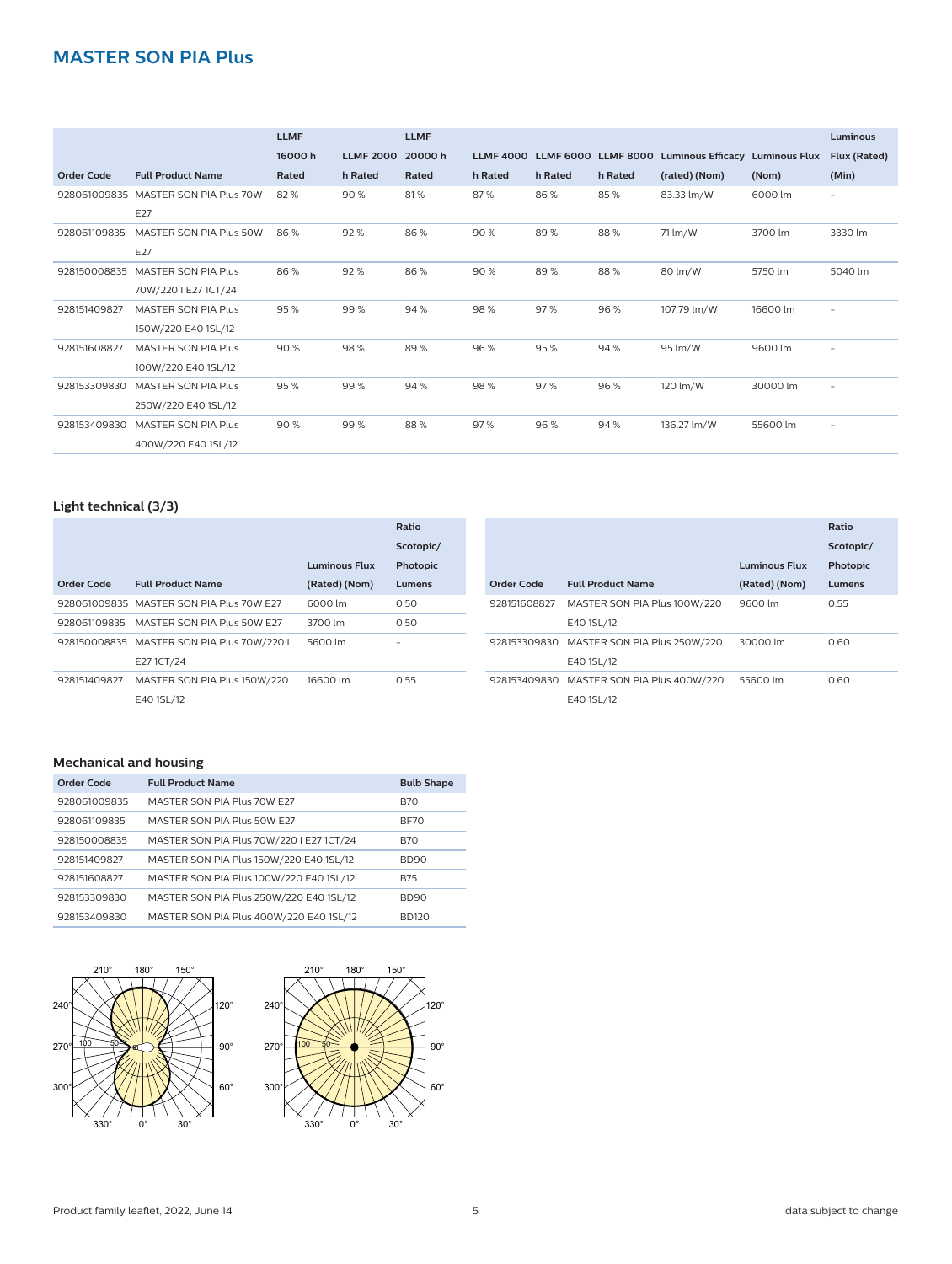## MASTER SON PIA Plus

| Order Code | Full Product Name | LLMF 16000 h Rated | LLMF 2000 h Rated | LLMF 20000 h Rated | LLMF 4000 h Rated | LLMF 6000 h Rated | LLMF 8000 h Rated | Luminous Efficacy (rated) (Nom) | Luminous Flux (Nom) | Luminous Flux (Rated) (Min) |
|---|---|---|---|---|---|---|---|---|---|---|
| 928061009835 | MASTER SON PIA Plus 70W E27 | 82 % | 90 % | 81 % | 87 % | 86 % | 85 % | 83.33 lm/W | 6000 lm | - |
| 928061109835 | MASTER SON PIA Plus 50W E27 | 86 % | 92 % | 86 % | 90 % | 89 % | 88 % | 71 lm/W | 3700 lm | 3330 lm |
| 928150008835 | MASTER SON PIA Plus 70W/220 I E27 1CT/24 | 86 % | 92 % | 86 % | 90 % | 89 % | 88 % | 80 lm/W | 5750 lm | 5040 lm |
| 928151409827 | MASTER SON PIA Plus 150W/220 E40 1SL/12 | 95 % | 99 % | 94 % | 98 % | 97 % | 96 % | 107.79 lm/W | 16600 lm | - |
| 928151608827 | MASTER SON PIA Plus 100W/220 E40 1SL/12 | 90 % | 98 % | 89 % | 96 % | 95 % | 94 % | 95 lm/W | 9600 lm | - |
| 928153309830 | MASTER SON PIA Plus 250W/220 E40 1SL/12 | 95 % | 99 % | 94 % | 98 % | 97 % | 96 % | 120 lm/W | 30000 lm | - |
| 928153409830 | MASTER SON PIA Plus 400W/220 E40 1SL/12 | 90 % | 99 % | 88 % | 97 % | 96 % | 94 % | 136.27 lm/W | 55600 lm | - |

### Light technical (3/3)

| Order Code | Full Product Name | Luminous Flux (Rated) (Nom) | Ratio Scotopic/ Photopic Lumens |
|---|---|---|---|
| 928061009835 | MASTER SON PIA Plus 70W E27 | 6000 lm | 0.50 |
| 928061109835 | MASTER SON PIA Plus 50W E27 | 3700 lm | 0.50 |
| 928150008835 | MASTER SON PIA Plus 70W/220 I E27 1CT/24 | 5600 lm | - |
| 928151409827 | MASTER SON PIA Plus 150W/220 E40 1SL/12 | 16600 lm | 0.55 |
| 928151608827 | MASTER SON PIA Plus 100W/220 E40 1SL/12 | 9600 lm | 0.55 |
| 928153309830 | MASTER SON PIA Plus 250W/220 E40 1SL/12 | 30000 lm | 0.60 |
| 928153409830 | MASTER SON PIA Plus 400W/220 E40 1SL/12 | 55600 lm | 0.60 |

### Mechanical and housing

| Order Code | Full Product Name | Bulb Shape |
|---|---|---|
| 928061009835 | MASTER SON PIA Plus 70W E27 | B70 |
| 928061109835 | MASTER SON PIA Plus 50W E27 | BF70 |
| 928150008835 | MASTER SON PIA Plus 70W/220 I E27 1CT/24 | B70 |
| 928151409827 | MASTER SON PIA Plus 150W/220 E40 1SL/12 | BD90 |
| 928151608827 | MASTER SON PIA Plus 100W/220 E40 1SL/12 | B75 |
| 928153309830 | MASTER SON PIA Plus 250W/220 E40 1SL/12 | BD90 |
| 928153409830 | MASTER SON PIA Plus 400W/220 E40 1SL/12 | BD120 |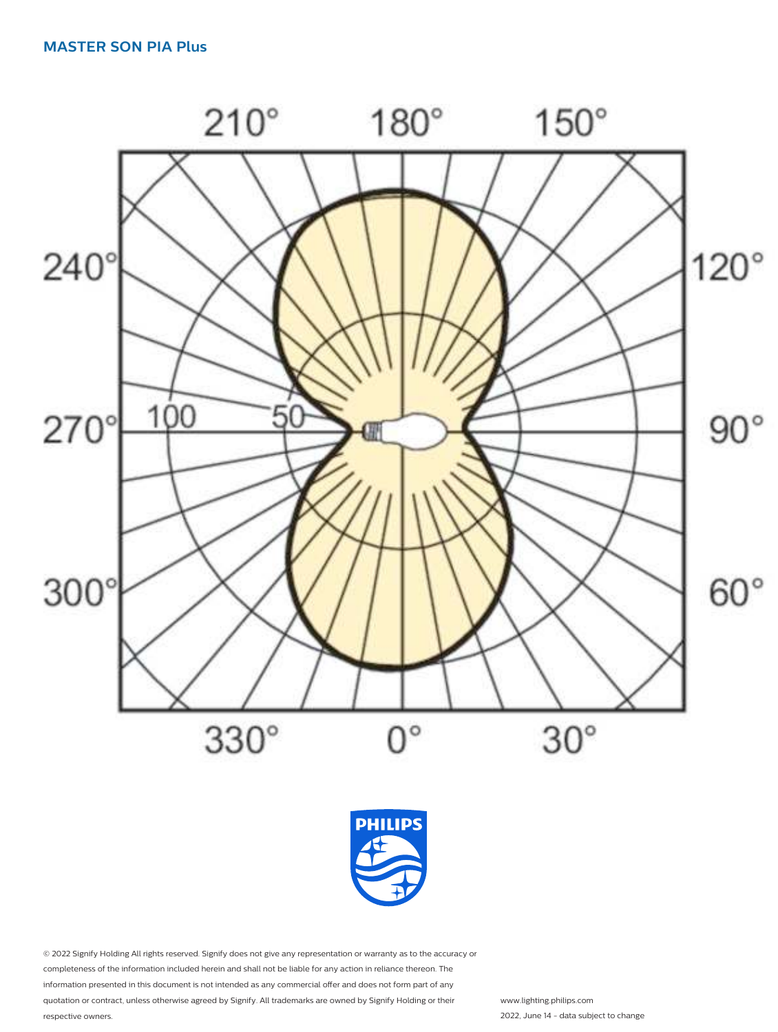## MASTER SON PIA Plus

210° 180° 150°

240° 120°

270° 100 50 90°

300° 60°

330° 0° 30°

© 2022 Signify Holding All rights reserved. Signify does not give any representation or warranty as to the accuracy or completeness of the information included herein and shall not be liable for any action in reliance thereon. The information presented in this document is not intended as any commercial offer and does not form part of any quotation or contract, unless otherwise agreed by Signify. All trademarks are owned by Signify Holding or their respective owners.

www.lighting.philips.com

2022, June 14 - data subject to change